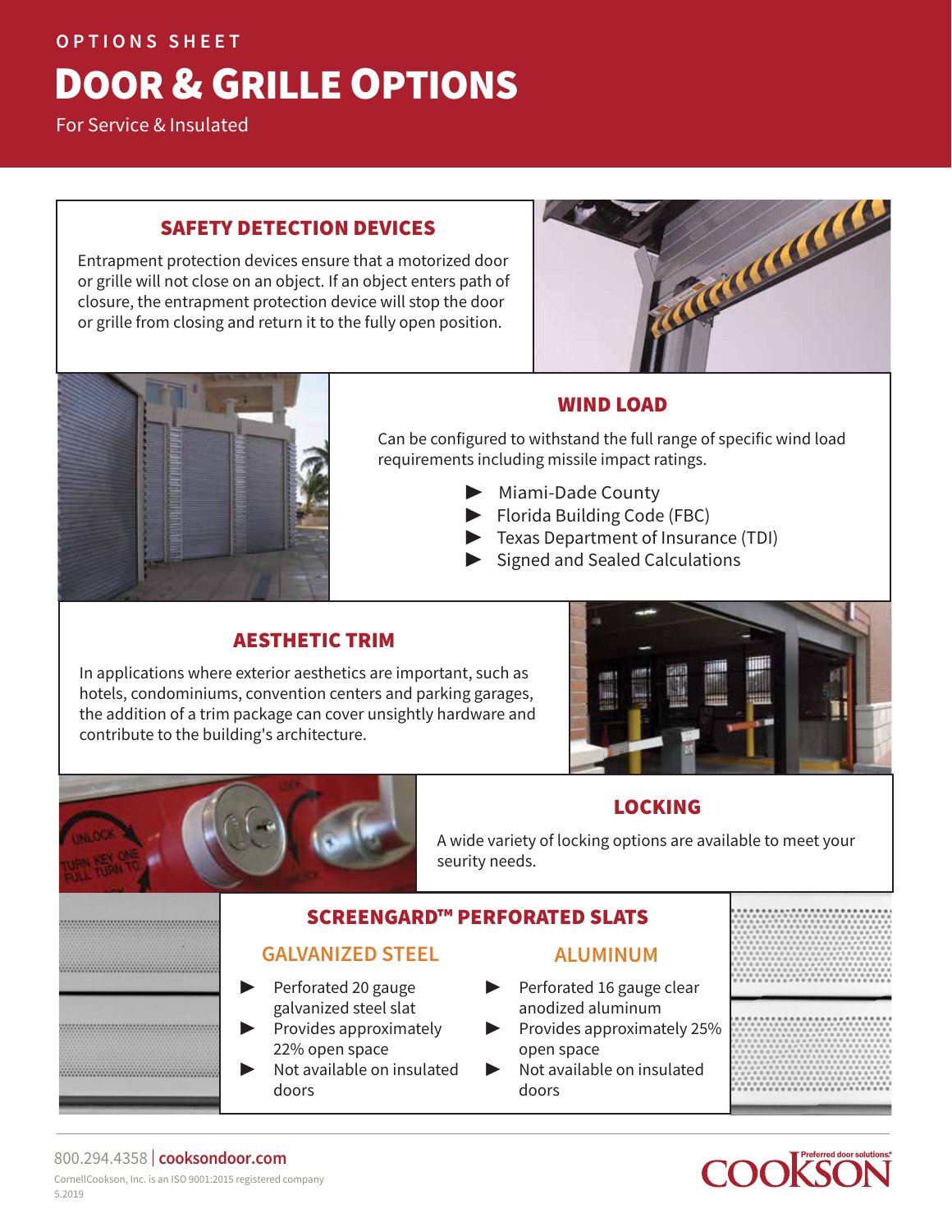OPTIONS SHEET

# DOOR & GRILLE OPTIONS

For Service & Insulated

## SAFETY DETECTION DEVICES

Entrapment protection devices ensure that a motorized door or grille will not close on an object. If an object enters path of closure, the entrapment protection device will stop the door or grille from closing and return it to the fully open position.

## WIND LOAD

Can be configured to withstand the full range of specific wind load requirements including missile impact ratings.

- Miami-Dade County
- Florida Building Code (FBC)
- Texas Department of Insurance (TDI)
- Signed and Sealed Calculations

## AESTHETIC TRIM

In applications where exterior aesthetics are important, such as hotels, condominiums, convention centers and parking garages, the addition of a trim package can cover unsightly hardware and contribute to the building's architecture.

## LOCKING

A wide variety of locking options are available to meet your seurity needs.

## SCREENGARD™ PERFORATED SLATS

### GALVANIZED STEEL

- Perforated 20 gauge galvanized steel slat
- Provides approximately 22% open space
- Not available on insulated doors

### ALUMINUM

- Perforated 16 gauge clear anodized aluminum
- Provides approximately 25% open space
- Not available on insulated doors

800.294.4358 | cooksondoor.com

CornellCookson, Inc. is an ISO 9001:2015 registered company

5.2019

COOKSON Preferred door solutions.®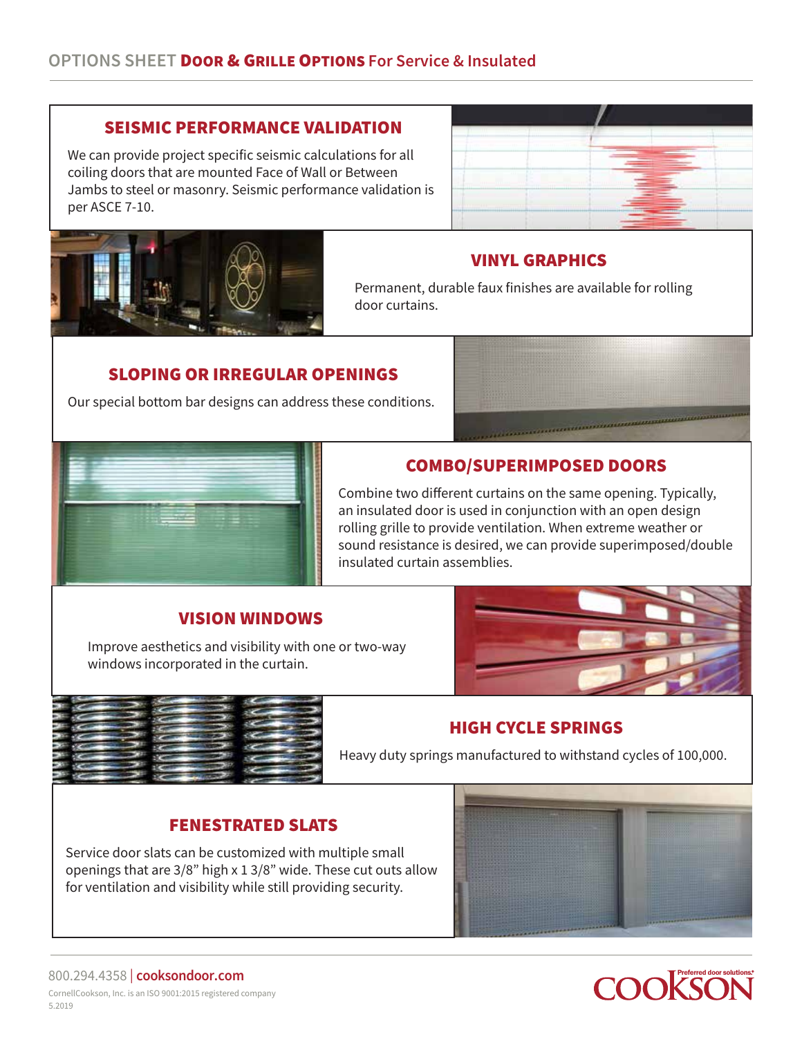OPTIONS SHEET **DOOR & GRILLE OPTIONS** For Service & Insulated

## SEISMIC PERFORMANCE VALIDATION

We can provide project specific seismic calculations for all coiling doors that are mounted Face of Wall or Between Jambs to steel or masonry. Seismic performance validation is per ASCE 7-10.

## VINYL GRAPHICS

Permanent, durable faux finishes are available for rolling door curtains.

## SLOPING OR IRREGULAR OPENINGS

Our special bottom bar designs can address these conditions.

## COMBO/SUPERIMPOSED DOORS

Combine two different curtains on the same opening. Typically, an insulated door is used in conjunction with an open design rolling grille to provide ventilation. When extreme weather or sound resistance is desired, we can provide superimposed/double insulated curtain assemblies.

## VISION WINDOWS

Improve aesthetics and visibility with one or two-way windows incorporated in the curtain.

## HIGH CYCLE SPRINGS

Heavy duty springs manufactured to withstand cycles of 100,000.

## FENESTRATED SLATS

Service door slats can be customized with multiple small openings that are 3/8" high x 1 3/8" wide. These cut outs allow for ventilation and visibility while still providing security.

800.294.4358 | **cooksondoor.com**

CornellCookson, Inc. is an ISO 9001:2015 registered company

5.2019

COOKSON Preferred door solutions.